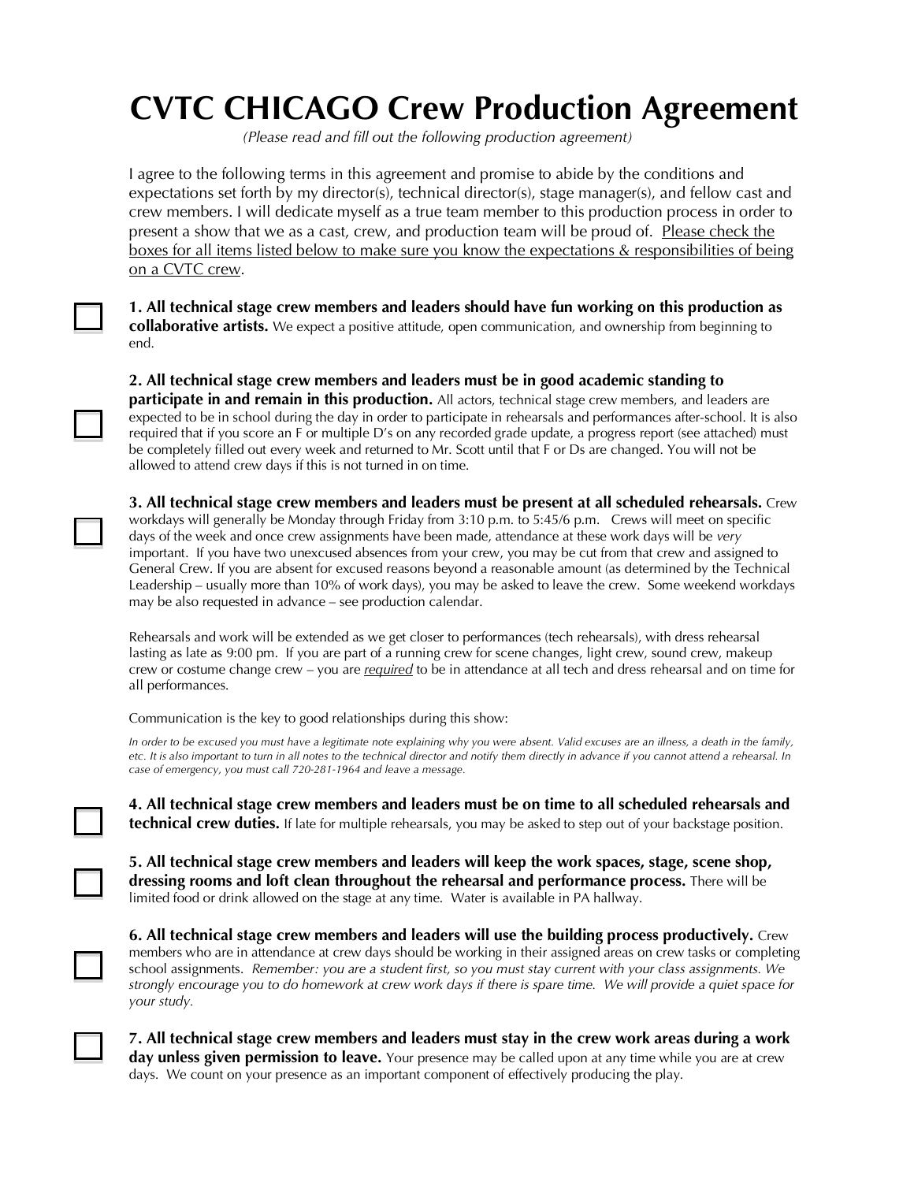# CVTC CHICAGO Crew Production Agreement

*(Please read and fill out the following production agreement)*

I agree to the following terms in this agreement and promise to abide by the conditions and expectations set forth by my director(s), technical director(s), stage manager(s), and fellow cast and crew members. I will dedicate myself as a true team member to this production process in order to present a show that we as a cast, crew, and production team will be proud of. <u>Please check the boxes for all items listed below to make sure you know the expectations & responsibilities of being on a CVTC crew</u>.

☐ **1. All technical stage crew members and leaders should have fun working on this production as collaborative artists.** We expect a positive attitude, open communication, and ownership from beginning to end.

☐ **2. All technical stage crew members and leaders must be in good academic standing to participate in and remain in this production.** All actors, technical stage crew members, and leaders are expected to be in school during the day in order to participate in rehearsals and performances after-school. It is also required that if you score an F or multiple D's on any recorded grade update, a progress report (see attached) must be completely filled out every week and returned to Mr. Scott until that F or Ds are changed. You will not be allowed to attend crew days if this is not turned in on time.

☐ **3. All technical stage crew members and leaders must be present at all scheduled rehearsals.** Crew workdays will generally be Monday through Friday from 3:10 p.m. to 5:45/6 p.m. Crews will meet on specific days of the week and once crew assignments have been made, attendance at these work days will be *very* important. If you have two unexcused absences from your crew, you may be cut from that crew and assigned to General Crew. If you are absent for excused reasons beyond a reasonable amount (as determined by the Technical Leadership – usually more than 10% of work days), you may be asked to leave the crew. Some weekend workdays may be also requested in advance – see production calendar.

Rehearsals and work will be extended as we get closer to performances (tech rehearsals), with dress rehearsal lasting as late as 9:00 pm. If you are part of a running crew for scene changes, light crew, sound crew, makeup crew or costume change crew – you are ***required*** to be in attendance at all tech and dress rehearsal and on time for all performances.

Communication is the key to good relationships during this show:

*In order to be excused you must have a legitimate note explaining why you were absent. Valid excuses are an illness, a death in the family, etc. It is also important to turn in all notes to the technical director and notify them directly in advance if you cannot attend a rehearsal. In case of emergency, you must call 720-281-1964 and leave a message.*

☐ **4. All technical stage crew members and leaders must be on time to all scheduled rehearsals and technical crew duties.** If late for multiple rehearsals, you may be asked to step out of your backstage position.

☐ **5. All technical stage crew members and leaders will keep the work spaces, stage, scene shop, dressing rooms and loft clean throughout the rehearsal and performance process.** There will be limited food or drink allowed on the stage at any time. Water is available in PA hallway.

☐ **6. All technical stage crew members and leaders will use the building process productively.** Crew members who are in attendance at crew days should be working in their assigned areas on crew tasks or completing school assignments. *Remember: you are a student first, so you must stay current with your class assignments. We strongly encourage you to do homework at crew work days if there is spare time. We will provide a quiet space for your study.*

☐ **7. All technical stage crew members and leaders must stay in the crew work areas during a work day unless given permission to leave.** Your presence may be called upon at any time while you are at crew days. We count on your presence as an important component of effectively producing the play.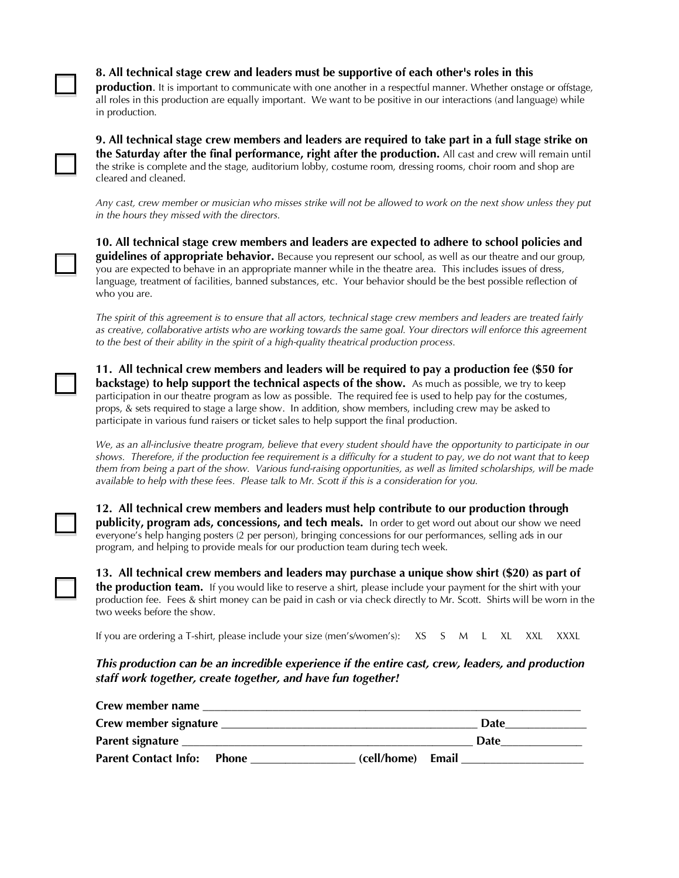☐ **8. All technical stage crew and leaders must be supportive of each other's roles in this production**. It is important to communicate with one another in a respectful manner. Whether onstage or offstage, all roles in this production are equally important. We want to be positive in our interactions (and language) while in production.

☐ **9. All technical stage crew members and leaders are required to take part in a full stage strike on the Saturday after the final performance, right after the production.** All cast and crew will remain until the strike is complete and the stage, auditorium lobby, costume room, dressing rooms, choir room and shop are cleared and cleaned.

*Any cast, crew member or musician who misses strike will not be allowed to work on the next show unless they put in the hours they missed with the directors.*

☐ **10. All technical stage crew members and leaders are expected to adhere to school policies and guidelines of appropriate behavior.** Because you represent our school, as well as our theatre and our group, you are expected to behave in an appropriate manner while in the theatre area. This includes issues of dress, language, treatment of facilities, banned substances, etc. Your behavior should be the best possible reflection of who you are.

*The spirit of this agreement is to ensure that all actors, technical stage crew members and leaders are treated fairly as creative, collaborative artists who are working towards the same goal. Your directors will enforce this agreement to the best of their ability in the spirit of a high-quality theatrical production process.*

☐ **11. All technical crew members and leaders will be required to pay a production fee ($50 for backstage) to help support the technical aspects of the show.** As much as possible, we try to keep participation in our theatre program as low as possible. The required fee is used to help pay for the costumes, props, & sets required to stage a large show. In addition, show members, including crew may be asked to participate in various fund raisers or ticket sales to help support the final production.

*We, as an all-inclusive theatre program, believe that every student should have the opportunity to participate in our shows. Therefore, if the production fee requirement is a difficulty for a student to pay, we do not want that to keep them from being a part of the show. Various fund-raising opportunities, as well as limited scholarships, will be made available to help with these fees. Please talk to Mr. Scott if this is a consideration for you.*

☐ **12. All technical crew members and leaders must help contribute to our production through publicity, program ads, concessions, and tech meals.** In order to get word out about our show we need everyone's help hanging posters (2 per person), bringing concessions for our performances, selling ads in our program, and helping to provide meals for our production team during tech week.

☐ **13. All technical crew members and leaders may purchase a unique show shirt ($20) as part of the production team.** If you would like to reserve a shirt, please include your payment for the shirt with your production fee. Fees & shirt money can be paid in cash or via check directly to Mr. Scott. Shirts will be worn in the two weeks before the show.

If you are ordering a T-shirt, please include your size (men's/women's): XS S M L XL XXL XXXL

***This production can be an incredible experience if the entire cast, crew, leaders, and production staff work together, create together, and have fun together!***

**Crew member name** ______________________________________________________________

**Crew member signature** ____________________________________________ **Date**_____________

**Parent signature** _________________________________________________ **Date**_____________

**Parent Contact Info: Phone** _________________ **(cell/home) Email** ____________________